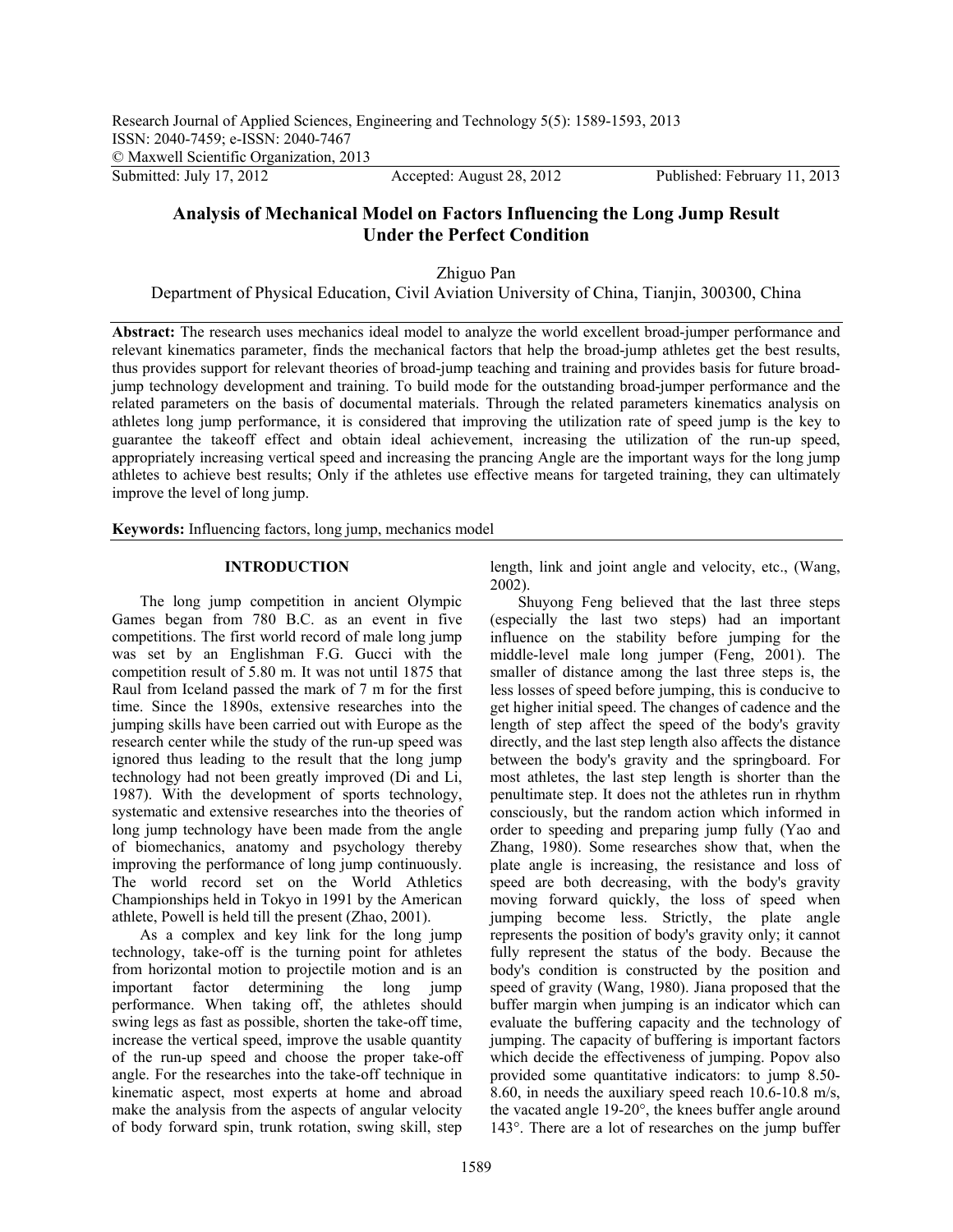Research Journal of Applied Sciences, Engineering and Technology 5(5): 1589-1593, 2013
ISSN: 2040-7459; e-ISSN: 2040-7467
© Maxwell Scientific Organization, 2013
Submitted: July 17, 2012 Accepted: August 28, 2012 Published: February 11, 2013

# Analysis of Mechanical Model on Factors Influencing the Long Jump Result Under the Perfect Condition

Zhiguo Pan
Department of Physical Education, Civil Aviation University of China, Tianjin, 300300, China

**Abstract:** The research uses mechanics ideal model to analyze the world excellent broad-jumper performance and relevant kinematics parameter, finds the mechanical factors that help the broad-jump athletes get the best results, thus provides support for relevant theories of broad-jump teaching and training and provides basis for future broad-jump technology development and training. To build mode for the outstanding broad-jumper performance and the related parameters on the basis of documental materials. Through the related parameters kinematics analysis on athletes long jump performance, it is considered that improving the utilization rate of speed jump is the key to guarantee the takeoff effect and obtain ideal achievement, increasing the utilization of the run-up speed, appropriately increasing vertical speed and increasing the prancing Angle are the important ways for the long jump athletes to achieve best results; Only if the athletes use effective means for targeted training, they can ultimately improve the level of long jump.

**Keywords:** Influencing factors, long jump, mechanics model

## INTRODUCTION

The long jump competition in ancient Olympic Games began from 780 B.C. as an event in five competitions. The first world record of male long jump was set by an Englishman F.G. Gucci with the competition result of 5.80 m. It was not until 1875 that Raul from Iceland passed the mark of 7 m for the first time. Since the 1890s, extensive researches into the jumping skills have been carried out with Europe as the research center while the study of the run-up speed was ignored thus leading to the result that the long jump technology had not been greatly improved (Di and Li, 1987). With the development of sports technology, systematic and extensive researches into the theories of long jump technology have been made from the angle of biomechanics, anatomy and psychology thereby improving the performance of long jump continuously. The world record set on the World Athletics Championships held in Tokyo in 1991 by the American athlete, Powell is held till the present (Zhao, 2001).

As a complex and key link for the long jump technology, take-off is the turning point for athletes from horizontal motion to projectile motion and is an important factor determining the long jump performance. When taking off, the athletes should swing legs as fast as possible, shorten the take-off time, increase the vertical speed, improve the usable quantity of the run-up speed and choose the proper take-off angle. For the researches into the take-off technique in kinematic aspect, most experts at home and abroad make the analysis from the aspects of angular velocity of body forward spin, trunk rotation, swing skill, step length, link and joint angle and velocity, etc., (Wang, 2002).

Shuyong Feng believed that the last three steps (especially the last two steps) had an important influence on the stability before jumping for the middle-level male long jumper (Feng, 2001). The smaller of distance among the last three steps is, the less losses of speed before jumping, this is conducive to get higher initial speed. The changes of cadence and the length of step affect the speed of the body's gravity directly, and the last step length also affects the distance between the body's gravity and the springboard. For most athletes, the last step length is shorter than the penultimate step. It does not the athletes run in rhythm consciously, but the random action which informed in order to speeding and preparing jump fully (Yao and Zhang, 1980). Some researches show that, when the plate angle is increasing, the resistance and loss of speed are both decreasing, with the body's gravity moving forward quickly, the loss of speed when jumping become less. Strictly, the plate angle represents the position of body's gravity only; it cannot fully represent the status of the body. Because the body's condition is constructed by the position and speed of gravity (Wang, 1980). Jiana proposed that the buffer margin when jumping is an indicator which can evaluate the buffering capacity and the technology of jumping. The capacity of buffering is important factors which decide the effectiveness of jumping. Popov also provided some quantitative indicators: to jump 8.50-8.60, in needs the auxiliary speed reach 10.6-10.8 m/s, the vacated angle 19-20°, the knees buffer angle around 143°. There are a lot of researches on the jump buffer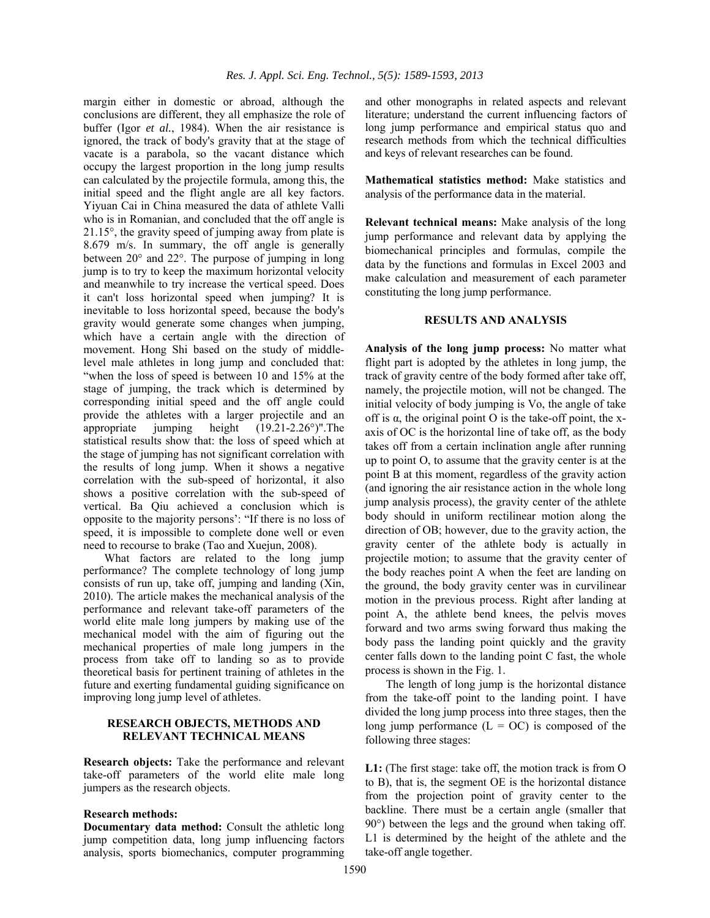margin either in domestic or abroad, although the conclusions are different, they all emphasize the role of buffer (Igor *et al.*, 1984). When the air resistance is ignored, the track of body's gravity that at the stage of vacate is a parabola, so the vacant distance which occupy the largest proportion in the long jump results can calculated by the projectile formula, among this, the initial speed and the flight angle are all key factors. Yiyuan Cai in China measured the data of athlete Valli who is in Romanian, and concluded that the off angle is 21.15°, the gravity speed of jumping away from plate is 8.679 m/s. In summary, the off angle is generally between 20° and 22°. The purpose of jumping in long jump is to try to keep the maximum horizontal velocity and meanwhile to try increase the vertical speed. Does it can't loss horizontal speed when jumping? It is inevitable to loss horizontal speed, because the body's gravity would generate some changes when jumping, which have a certain angle with the direction of movement. Hong Shi based on the study of middle-level male athletes in long jump and concluded that: "when the loss of speed is between 10 and 15% at the stage of jumping, the track which is determined by corresponding initial speed and the off angle could provide the athletes with a larger projectile and an appropriate jumping height (19.21-2.26°)".The statistical results show that: the loss of speed which at the stage of jumping has not significant correlation with the results of long jump. When it shows a negative correlation with the sub-speed of horizontal, it also shows a positive correlation with the sub-speed of vertical. Ba Qiu achieved a conclusion which is opposite to the majority persons': "If there is no loss of speed, it is impossible to complete done well or even need to recourse to brake (Tao and Xuejun, 2008).

What factors are related to the long jump performance? The complete technology of long jump consists of run up, take off, jumping and landing (Xin, 2010). The article makes the mechanical analysis of the performance and relevant take-off parameters of the world elite male long jumpers by making use of the mechanical model with the aim of figuring out the mechanical properties of male long jumpers in the process from take off to landing so as to provide theoretical basis for pertinent training of athletes in the future and exerting fundamental guiding significance on improving long jump level of athletes.

## RESEARCH OBJECTS, METHODS AND RELEVANT TECHNICAL MEANS

**Research objects:** Take the performance and relevant take-off parameters of the world elite male long jumpers as the research objects.

**Research methods:**

**Documentary data method:** Consult the athletic long jump competition data, long jump influencing factors analysis, sports biomechanics, computer programming and other monographs in related aspects and relevant literature; understand the current influencing factors of long jump performance and empirical status quo and research methods from which the technical difficulties and keys of relevant researches can be found.

**Mathematical statistics method:** Make statistics and analysis of the performance data in the material.

**Relevant technical means:** Make analysis of the long jump performance and relevant data by applying the biomechanical principles and formulas, compile the data by the functions and formulas in Excel 2003 and make calculation and measurement of each parameter constituting the long jump performance.

## RESULTS AND ANALYSIS

**Analysis of the long jump process:** No matter what flight part is adopted by the athletes in long jump, the track of gravity centre of the body formed after take off, namely, the projectile motion, will not be changed. The initial velocity of body jumping is $V_o$, the angle of take off is $\alpha$, the original point O is the take-off point, the x-axis of OC is the horizontal line of take off, as the body takes off from a certain inclination angle after running up to point O, to assume that the gravity center is at the point B at this moment, regardless of the gravity action (and ignoring the air resistance action in the whole long jump analysis process), the gravity center of the athlete body should in uniform rectilinear motion along the direction of OB; however, due to the gravity action, the gravity center of the athlete body is actually in projectile motion; to assume that the gravity center of the body reaches point A when the feet are landing on the ground, the body gravity center was in curvilinear motion in the previous process. Right after landing at point A, the athlete bend knees, the pelvis moves forward and two arms swing forward thus making the body pass the landing point quickly and the gravity center falls down to the landing point C fast, the whole process is shown in the Fig. 1.

The length of long jump is the horizontal distance from the take-off point to the landing point. I have divided the long jump process into three stages, then the long jump performance ($L = OC$) is composed of the following three stages:

**L1:** (The first stage: take off, the motion track is from O to B), that is, the segment OE is the horizontal distance from the projection point of gravity center to the backline. There must be a certain angle (smaller that 90°) between the legs and the ground when taking off. L1 is determined by the height of the athlete and the take-off angle together.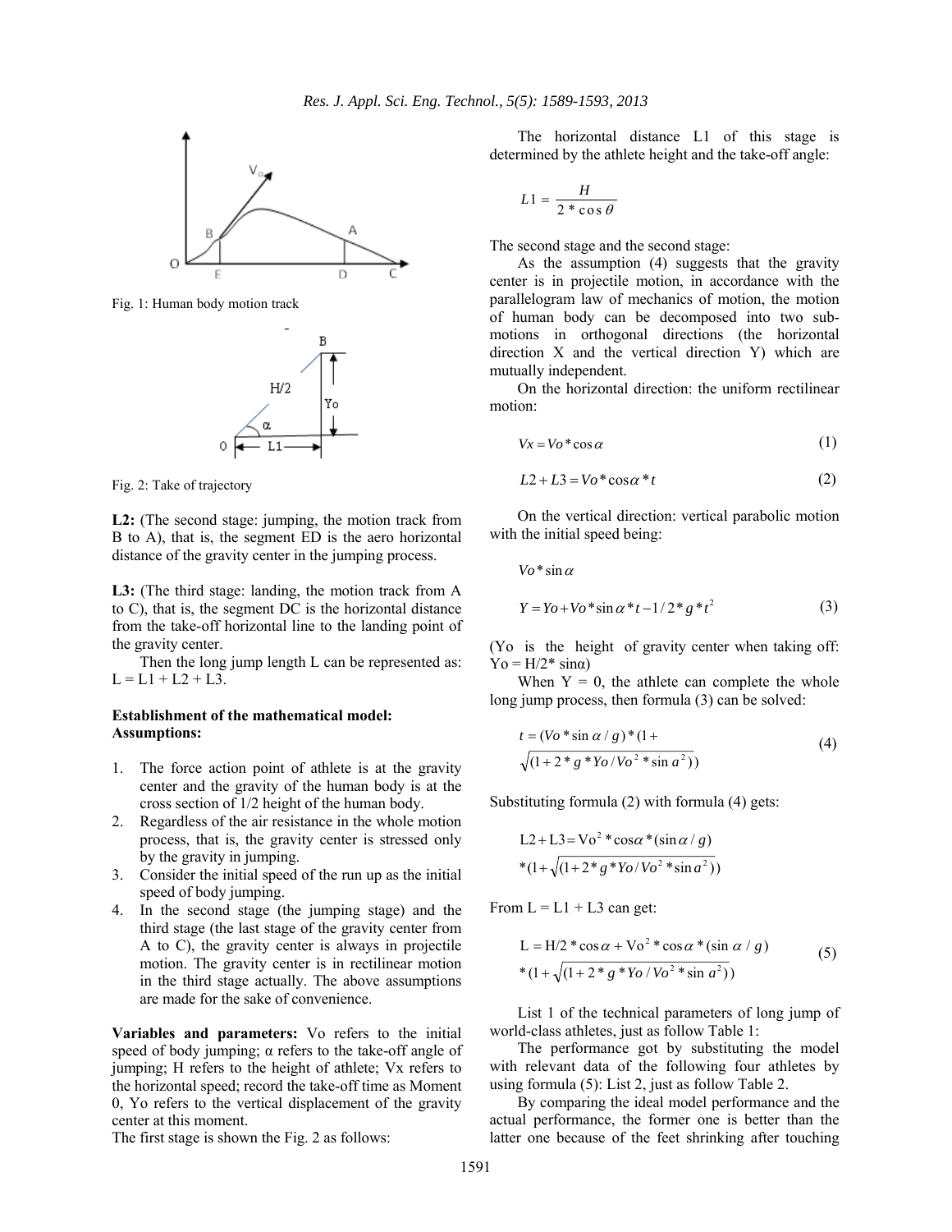Fig. 1: Human body motion track

Fig. 2: Take of trajectory

**L2:** (The second stage: jumping, the motion track from B to A), that is, the segment ED is the aero horizontal distance of the gravity center in the jumping process.

**L3:** (The third stage: landing, the motion track from A to C), that is, the segment DC is the horizontal distance from the take-off horizontal line to the landing point of the gravity center.

Then the long jump length L can be represented as: L = L1 + L2 + L3.

**Establishment of the mathematical model:**
**Assumptions:**

1. The force action point of athlete is at the gravity center and the gravity of the human body is at the cross section of 1/2 height of the human body.
2. Regardless of the air resistance in the whole motion process, that is, the gravity center is stressed only by the gravity in jumping.
3. Consider the initial speed of the run up as the initial speed of body jumping.
4. In the second stage (the jumping stage) and the third stage (the last stage of the gravity center from A to C), the gravity center is always in projectile motion. The gravity center is in rectilinear motion in the third stage actually. The above assumptions are made for the sake of convenience.

**Variables and parameters:** Vo refers to the initial speed of body jumping; α refers to the take-off angle of jumping; H refers to the height of athlete; Vx refers to the horizontal speed; record the take-off time as Moment 0, Yo refers to the vertical displacement of the gravity center at this moment.

The first stage is shown the Fig. 2 as follows:

The horizontal distance L1 of this stage is determined by the athlete height and the take-off angle:

$$L1 = \frac{H}{2 * \cos\theta}$$

The second stage and the second stage:

As the assumption (4) suggests that the gravity center is in projectile motion, in accordance with the parallelogram law of mechanics of motion, the motion of human body can be decomposed into two sub-motions in orthogonal directions (the horizontal direction X and the vertical direction Y) which are mutually independent.

On the horizontal direction: the uniform rectilinear motion:

$$Vx = Vo * \cos\alpha \tag{1}$$

$$L2 + L3 = Vo * \cos\alpha * t \tag{2}$$

On the vertical direction: vertical parabolic motion with the initial speed being:

$$Vo * \sin\alpha$$

$$Y = Yo + Vo * \sin\alpha * t - 1/2 * g * t^2 \tag{3}$$

(Yo is the height of gravity center when taking off: Yo = H/2* sinα)

When Y = 0, the athlete can complete the whole long jump process, then formula (3) can be solved:

$$t = (Vo * \sin\alpha / g) * (1 + \sqrt{(1 + 2 * g * Yo / Vo^2 * \sin a^2)}) \tag{4}$$

Substituting formula (2) with formula (4) gets:

$$L2 + L3 = Vo^2 * \cos\alpha * (\sin\alpha / g) * (1 + \sqrt{(1 + 2 * g * Yo / Vo^2 * \sin a^2)})$$

From L = L1 + L3 can get:

$$L = H/2 * \cos\alpha + Vo^2 * \cos\alpha * (\sin\alpha / g) * (1 + \sqrt{(1 + 2 * g * Yo / Vo^2 * \sin a^2)}) \tag{5}$$

List 1 of the technical parameters of long jump of world-class athletes, just as follow Table 1:

The performance got by substituting the model with relevant data of the following four athletes by using formula (5): List 2, just as follow Table 2.

By comparing the ideal model performance and the actual performance, the former one is better than the latter one because of the feet shrinking after touching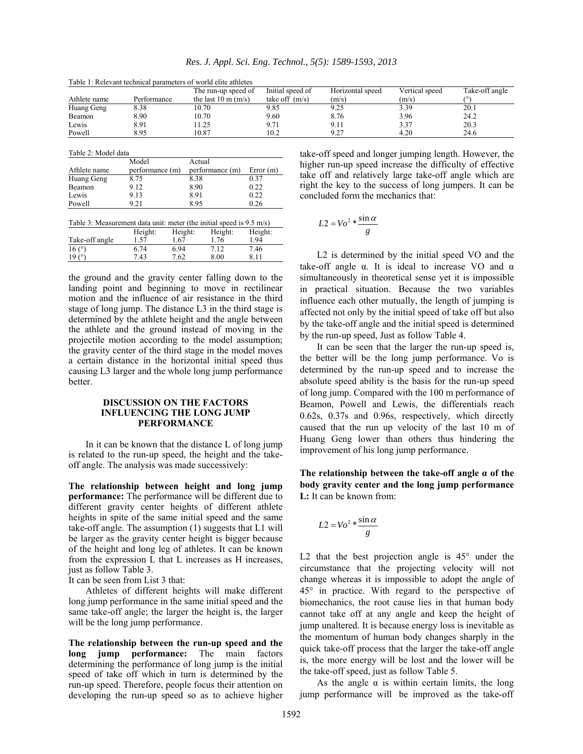Table 1: Relevant technical parameters of world elite athletes

| Athlete name | Performance | The run-up speed of the last 10 m (m/s) | Initial speed of take off (m/s) | Horizontal speed (m/s) | Vertical speed (m/s) | Take-off angle (°) |
|---|---|---|---|---|---|---|
| Huang Geng | 8.38 | 10.70 | 9.85 | 9.25 | 3.39 | 20.1 |
| Beamon | 8.90 | 10.70 | 9.60 | 8.76 | 3.96 | 24.2 |
| Lewis | 8.91 | 11.25 | 9.71 | 9.11 | 3.37 | 20.3 |
| Powell | 8.95 | 10.87 | 10.2 | 9.27 | 4.20 | 24.6 |

Table 2: Model data

| Athlete name | Model performance (m) | Actual performance (m) | Error (m) |
|---|---|---|---|
| Huang Geng | 8.75 | 8.38 | 0.37 |
| Beamon | 9.12 | 8.90 | 0.22 |
| Lewis | 9.13 | 8.91 | 0.22 |
| Powell | 9.21 | 8.95 | 0.26 |

Table 3: Measurement data unit: meter (the initial speed is 9.5 m/s)

| Take-off angle | Height: 1.57 | Height: 1.67 | Height: 1.76 | Height: 1.94 |
|---|---|---|---|---|
| 16 (°) | 6.74 | 6.94 | 7.12 | 7.46 |
| 19 (°) | 7.43 | 7.62 | 8.00 | 8.11 |

the ground and the gravity center falling down to the landing point and beginning to move in rectilinear motion and the influence of air resistance in the third stage of long jump. The distance L3 in the third stage is determined by the athlete height and the angle between the athlete and the ground instead of moving in the projectile motion according to the model assumption; the gravity center of the third stage in the model moves a certain distance in the horizontal initial speed thus causing L3 larger and the whole long jump performance better.

## DISCUSSION ON THE FACTORS INFLUENCING THE LONG JUMP PERFORMANCE

In it can be known that the distance L of long jump is related to the run-up speed, the height and the take-off angle. The analysis was made successively:

**The relationship between height and long jump performance:** The performance will be different due to different gravity center heights of different athlete heights in spite of the same initial speed and the same take-off angle. The assumption (1) suggests that L1 will be larger as the gravity center height is bigger because of the height and long leg of athletes. It can be known from the expression L that L increases as H increases, just as follow Table 3.

It can be seen from List 3 that:

Athletes of different heights will make different long jump performance in the same initial speed and the same take-off angle; the larger the height is, the larger will be the long jump performance.

**The relationship between the run-up speed and the long jump performance:** The main factors determining the performance of long jump is the initial speed of take off which in turn is determined by the run-up speed. Therefore, people focus their attention on developing the run-up speed so as to achieve higher take-off speed and longer jumping length. However, the higher run-up speed increase the difficulty of effective take off and relatively large take-off angle which are right the key to the success of long jumpers. It can be concluded form the mechanics that:

$$L2 = Vo^2 * \frac{\sin\alpha}{g}$$

L2 is determined by the initial speed VO and the take-off angle α. It is ideal to increase VO and α simultaneously in theoretical sense yet it is impossible in practical situation. Because the two variables influence each other mutually, the length of jumping is affected not only by the initial speed of take off but also by the take-off angle and the initial speed is determined by the run-up speed, Just as follow Table 4.

It can be seen that the larger the run-up speed is, the better will be the long jump performance. Vo is determined by the run-up speed and to increase the absolute speed ability is the basis for the run-up speed of long jump. Compared with the 100 m performance of Beamon, Powell and Lewis, the differentials reach 0.62s, 0.37s and 0.96s, respectively, which directly caused that the run up velocity of the last 10 m of Huang Geng lower than others thus hindering the improvement of his long jump performance.

**The relationship between the take-off angle α of the body gravity center and the long jump performance L:** It can be known from:

$$L2 = Vo^2 * \frac{\sin\alpha}{g}$$

L2 that the best projection angle is 45° under the circumstance that the projecting velocity will not change whereas it is impossible to adopt the angle of 45° in practice. With regard to the perspective of biomechanics, the root cause lies in that human body cannot take off at any angle and keep the height of jump unaltered. It is because energy loss is inevitable as the momentum of human body changes sharply in the quick take-off process that the larger the take-off angle is, the more energy will be lost and the lower will be the take-off speed, just as follow Table 5.

As the angle α is within certain limits, the long jump performance will be improved as the take-off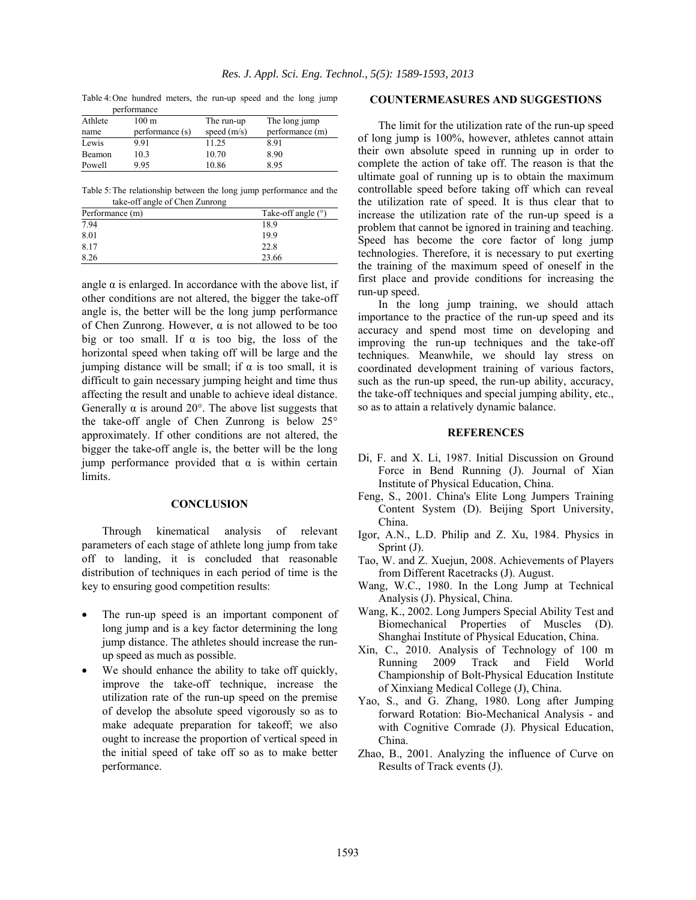Table 4: One hundred meters, the run-up speed and the long jump performance

| Athlete name | 100 m performance (s) | The run-up speed (m/s) | The long jump performance (m) |
|---|---|---|---|
| Lewis | 9.91 | 11.25 | 8.91 |
| Beamon | 10.3 | 10.70 | 8.90 |
| Powell | 9.95 | 10.86 | 8.95 |

Table 5: The relationship between the long jump performance and the take-off angle of Chen Zunrong

| Performance (m) | Take-off angle (°) |
|---|---|
| 7.94 | 18.9 |
| 8.01 | 19.9 |
| 8.17 | 22.8 |
| 8.26 | 23.66 |

angle $\alpha$ is enlarged. In accordance with the above list, if other conditions are not altered, the bigger the take-off angle is, the better will be the long jump performance of Chen Zunrong. However, $\alpha$ is not allowed to be too big or too small. If $\alpha$ is too big, the loss of the horizontal speed when taking off will be large and the jumping distance will be small; if $\alpha$ is too small, it is difficult to gain necessary jumping height and time thus affecting the result and unable to achieve ideal distance. Generally $\alpha$ is around 20°. The above list suggests that the take-off angle of Chen Zunrong is below 25° approximately. If other conditions are not altered, the bigger the take-off angle is, the better will be the long jump performance provided that $\alpha$ is within certain limits.

## CONCLUSION

Through kinematical analysis of relevant parameters of each stage of athlete long jump from take off to landing, it is concluded that reasonable distribution of techniques in each period of time is the key to ensuring good competition results:

- The run-up speed is an important component of long jump and is a key factor determining the long jump distance. The athletes should increase the run-up speed as much as possible.
- We should enhance the ability to take off quickly, improve the take-off technique, increase the utilization rate of the run-up speed on the premise of develop the absolute speed vigorously so as to make adequate preparation for takeoff; we also ought to increase the proportion of vertical speed in the initial speed of take off so as to make better performance.

## COUNTERMEASURES AND SUGGESTIONS

The limit for the utilization rate of the run-up speed of long jump is 100%, however, athletes cannot attain their own absolute speed in running up in order to complete the action of take off. The reason is that the ultimate goal of running up is to obtain the maximum controllable speed before taking off which can reveal the utilization rate of speed. It is thus clear that to increase the utilization rate of the run-up speed is a problem that cannot be ignored in training and teaching. Speed has become the core factor of long jump technologies. Therefore, it is necessary to put exerting the training of the maximum speed of oneself in the first place and provide conditions for increasing the run-up speed.

In the long jump training, we should attach importance to the practice of the run-up speed and its accuracy and spend most time on developing and improving the run-up techniques and the take-off techniques. Meanwhile, we should lay stress on coordinated development training of various factors, such as the run-up speed, the run-up ability, accuracy, the take-off techniques and special jumping ability, etc., so as to attain a relatively dynamic balance.

## REFERENCES

Di, F. and X. Li, 1987. Initial Discussion on Ground Force in Bend Running (J). Journal of Xian Institute of Physical Education, China.

Feng, S., 2001. China's Elite Long Jumpers Training Content System (D). Beijing Sport University, China.

Igor, A.N., L.D. Philip and Z. Xu, 1984. Physics in Sprint (J).

Tao, W. and Z. Xuejun, 2008. Achievements of Players from Different Racetracks (J). August.

Wang, W.C., 1980. In the Long Jump at Technical Analysis (J). Physical, China.

Wang, K., 2002. Long Jumpers Special Ability Test and Biomechanical Properties of Muscles (D). Shanghai Institute of Physical Education, China.

Xin, C., 2010. Analysis of Technology of 100 m Running 2009 Track and Field World Championship of Bolt-Physical Education Institute of Xinxiang Medical College (J), China.

Yao, S., and G. Zhang, 1980. Long after Jumping forward Rotation: Bio-Mechanical Analysis - and with Cognitive Comrade (J). Physical Education, China.

Zhao, B., 2001. Analyzing the influence of Curve on Results of Track events (J).